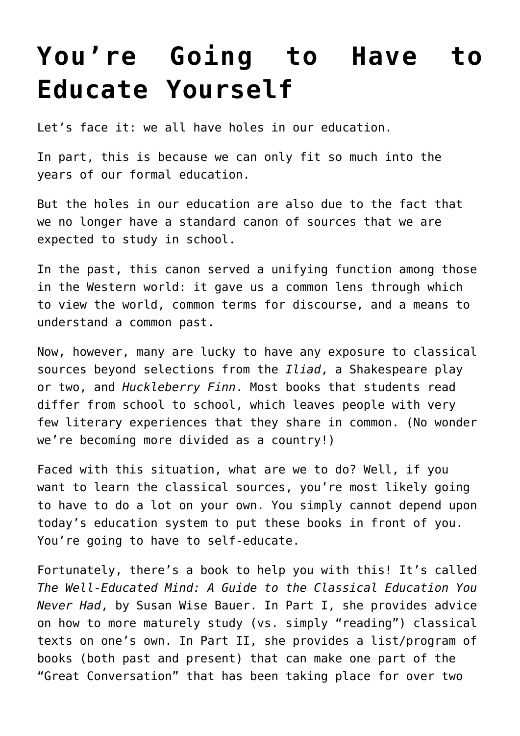# You're Going to Have to Educate Yourself

Let's face it: we all have holes in our education.

In part, this is because we can only fit so much into the years of our formal education.

But the holes in our education are also due to the fact that we no longer have a standard canon of sources that we are expected to study in school.

In the past, this canon served a unifying function among those in the Western world: it gave us a common lens through which to view the world, common terms for discourse, and a means to understand a common past.

Now, however, many are lucky to have any exposure to classical sources beyond selections from the *Iliad*, a Shakespeare play or two, and *Huckleberry Finn*. Most books that students read differ from school to school, which leaves people with very few literary experiences that they share in common. (No wonder we're becoming more divided as a country!)

Faced with this situation, what are we to do? Well, if you want to learn the classical sources, you're most likely going to have to do a lot on your own. You simply cannot depend upon today's education system to put these books in front of you. You're going to have to self-educate.

Fortunately, there's a book to help you with this! It's called *The Well-Educated Mind: A Guide to the Classical Education You Never Had*, by Susan Wise Bauer. In Part I, she provides advice on how to more maturely study (vs. simply "reading") classical texts on one's own. In Part II, she provides a list/program of books (both past and present) that can make one part of the "Great Conversation" that has been taking place for over two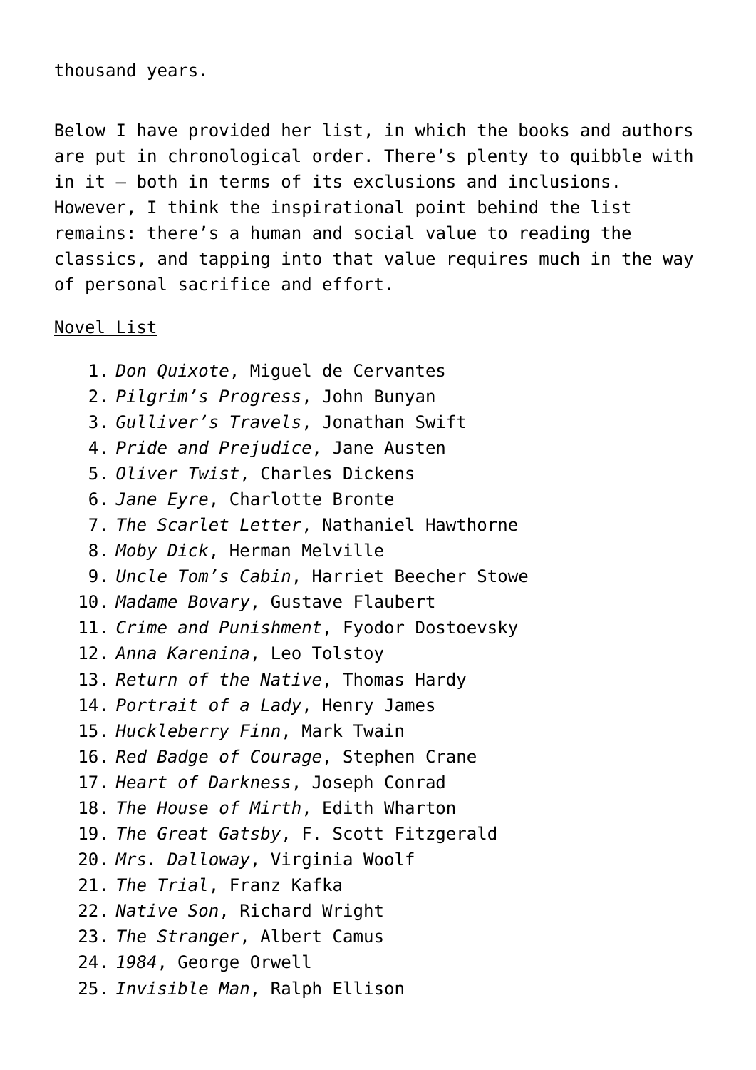thousand years.

Below I have provided her list, in which the books and authors are put in chronological order. There's plenty to quibble with in it – both in terms of its exclusions and inclusions. However, I think the inspirational point behind the list remains: there's a human and social value to reading the classics, and tapping into that value requires much in the way of personal sacrifice and effort.

Novel List

1. *Don Quixote*, Miguel de Cervantes
2. *Pilgrim's Progress*, John Bunyan
3. *Gulliver's Travels*, Jonathan Swift
4. *Pride and Prejudice*, Jane Austen
5. *Oliver Twist*, Charles Dickens
6. *Jane Eyre*, Charlotte Bronte
7. *The Scarlet Letter*, Nathaniel Hawthorne
8. *Moby Dick*, Herman Melville
9. *Uncle Tom's Cabin*, Harriet Beecher Stowe
10. *Madame Bovary*, Gustave Flaubert
11. *Crime and Punishment*, Fyodor Dostoevsky
12. *Anna Karenina*, Leo Tolstoy
13. *Return of the Native*, Thomas Hardy
14. *Portrait of a Lady*, Henry James
15. *Huckleberry Finn*, Mark Twain
16. *Red Badge of Courage*, Stephen Crane
17. *Heart of Darkness*, Joseph Conrad
18. *The House of Mirth*, Edith Wharton
19. *The Great Gatsby*, F. Scott Fitzgerald
20. *Mrs. Dalloway*, Virginia Woolf
21. *The Trial*, Franz Kafka
22. *Native Son*, Richard Wright
23. *The Stranger*, Albert Camus
24. *1984*, George Orwell
25. *Invisible Man*, Ralph Ellison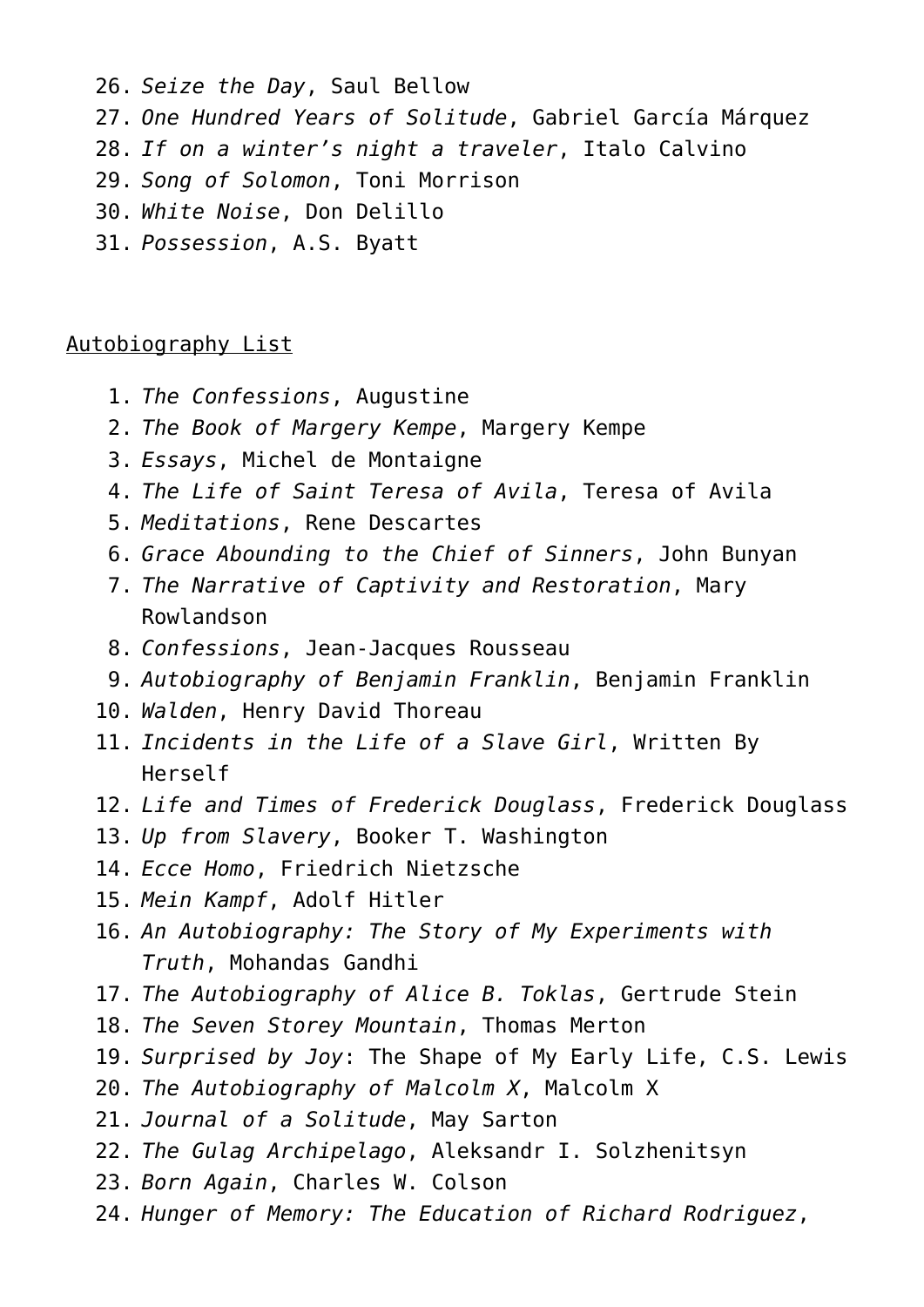26. *Seize the Day*, Saul Bellow
27. *One Hundred Years of Solitude*, Gabriel García Márquez
28. *If on a winter's night a traveler*, Italo Calvino
29. *Song of Solomon*, Toni Morrison
30. *White Noise*, Don Delillo
31. *Possession*, A.S. Byatt

<u>Autobiography List</u>

1. *The Confessions*, Augustine
2. *The Book of Margery Kempe*, Margery Kempe
3. *Essays*, Michel de Montaigne
4. *The Life of Saint Teresa of Avila*, Teresa of Avila
5. *Meditations*, Rene Descartes
6. *Grace Abounding to the Chief of Sinners*, John Bunyan
7. *The Narrative of Captivity and Restoration*, Mary Rowlandson
8. *Confessions*, Jean-Jacques Rousseau
9. *Autobiography of Benjamin Franklin*, Benjamin Franklin
10. *Walden*, Henry David Thoreau
11. *Incidents in the Life of a Slave Girl*, Written By Herself
12. *Life and Times of Frederick Douglass*, Frederick Douglass
13. *Up from Slavery*, Booker T. Washington
14. *Ecce Homo*, Friedrich Nietzsche
15. *Mein Kampf*, Adolf Hitler
16. *An Autobiography: The Story of My Experiments with Truth*, Mohandas Gandhi
17. *The Autobiography of Alice B. Toklas*, Gertrude Stein
18. *The Seven Storey Mountain*, Thomas Merton
19. *Surprised by Joy*: The Shape of My Early Life, C.S. Lewis
20. *The Autobiography of Malcolm X*, Malcolm X
21. *Journal of a Solitude*, May Sarton
22. *The Gulag Archipelago*, Aleksandr I. Solzhenitsyn
23. *Born Again*, Charles W. Colson
24. *Hunger of Memory: The Education of Richard Rodriguez*,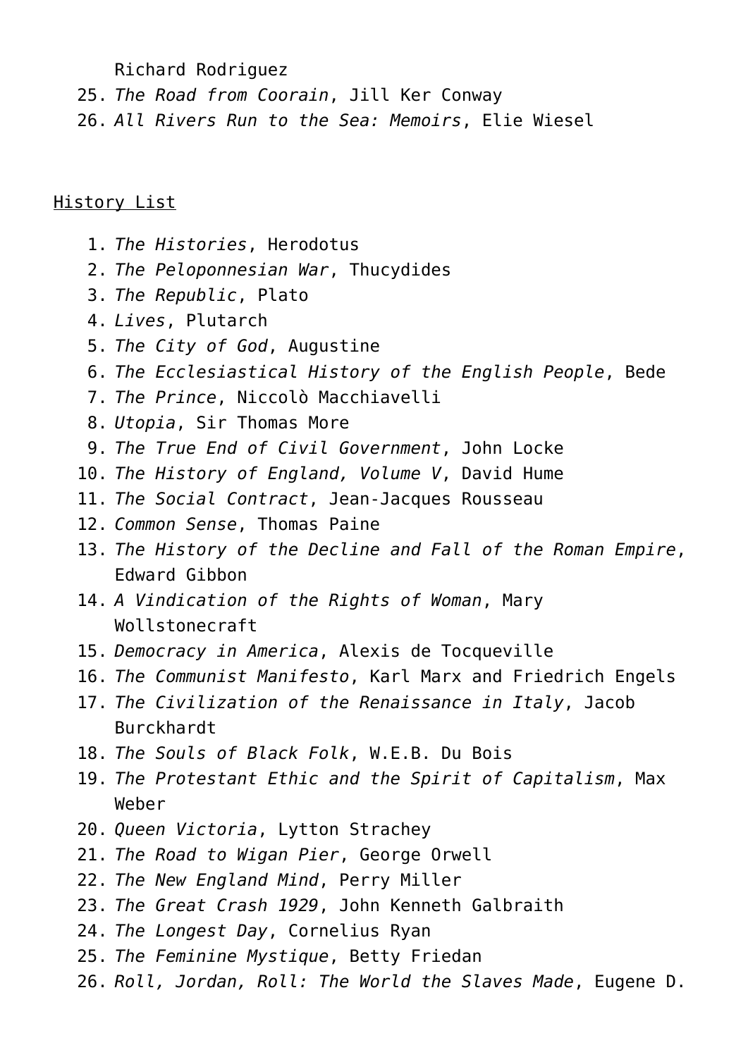Richard Rodriguez

25. *The Road from Coorain*, Jill Ker Conway
26. *All Rivers Run to the Sea: Memoirs*, Elie Wiesel

History List

1. *The Histories*, Herodotus
2. *The Peloponnesian War*, Thucydides
3. *The Republic*, Plato
4. *Lives*, Plutarch
5. *The City of God*, Augustine
6. *The Ecclesiastical History of the English People*, Bede
7. *The Prince*, Niccolò Macchiavelli
8. *Utopia*, Sir Thomas More
9. *The True End of Civil Government*, John Locke
10. *The History of England, Volume V*, David Hume
11. *The Social Contract*, Jean-Jacques Rousseau
12. *Common Sense*, Thomas Paine
13. *The History of the Decline and Fall of the Roman Empire*, Edward Gibbon
14. *A Vindication of the Rights of Woman*, Mary Wollstonecraft
15. *Democracy in America*, Alexis de Tocqueville
16. *The Communist Manifesto*, Karl Marx and Friedrich Engels
17. *The Civilization of the Renaissance in Italy*, Jacob Burckhardt
18. *The Souls of Black Folk*, W.E.B. Du Bois
19. *The Protestant Ethic and the Spirit of Capitalism*, Max Weber
20. *Queen Victoria*, Lytton Strachey
21. *The Road to Wigan Pier*, George Orwell
22. *The New England Mind*, Perry Miller
23. *The Great Crash 1929*, John Kenneth Galbraith
24. *The Longest Day*, Cornelius Ryan
25. *The Feminine Mystique*, Betty Friedan
26. *Roll, Jordan, Roll: The World the Slaves Made*, Eugene D.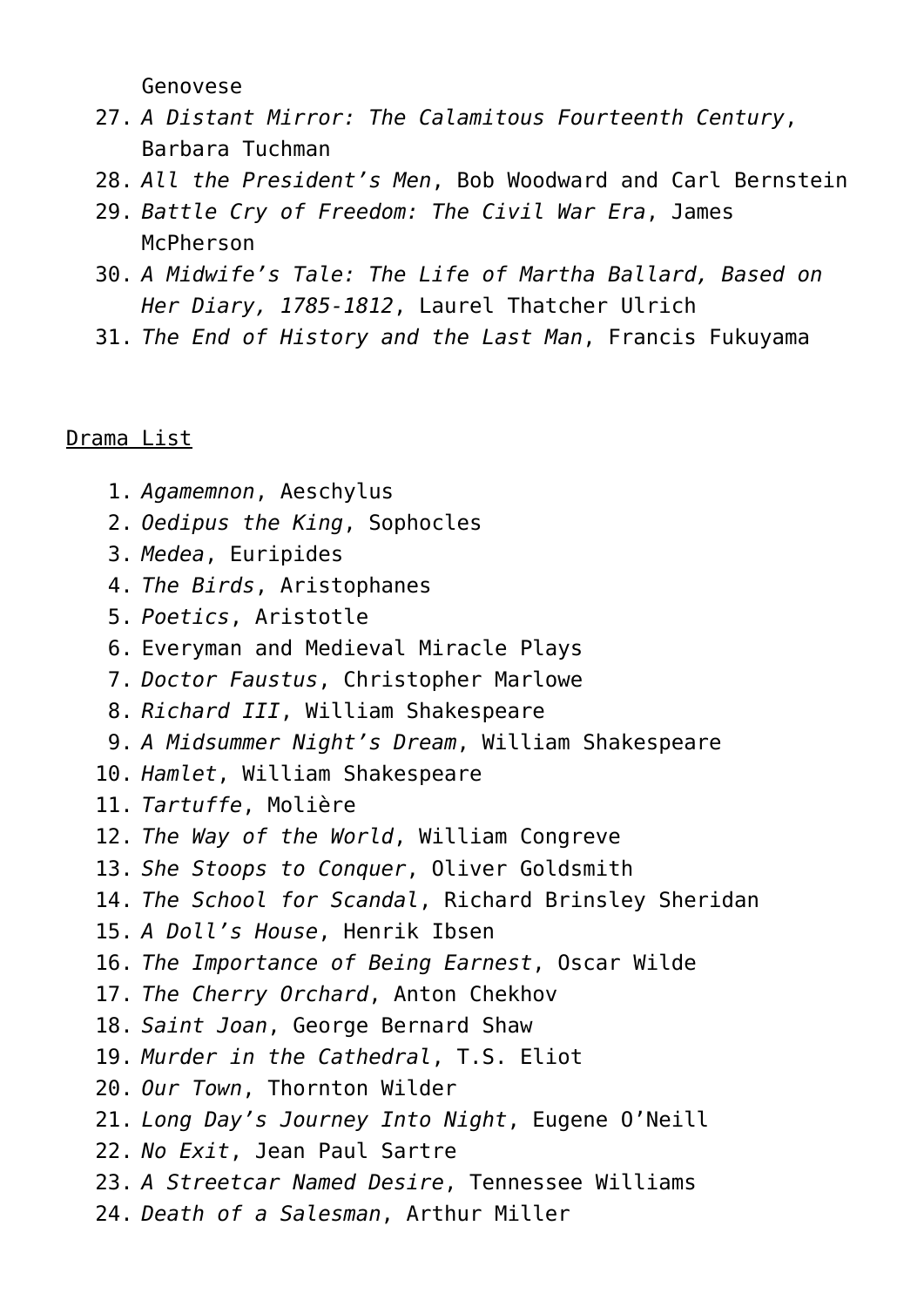Genovese

27. *A Distant Mirror: The Calamitous Fourteenth Century*, Barbara Tuchman
28. *All the President's Men*, Bob Woodward and Carl Bernstein
29. *Battle Cry of Freedom: The Civil War Era*, James McPherson
30. *A Midwife's Tale: The Life of Martha Ballard, Based on Her Diary, 1785-1812*, Laurel Thatcher Ulrich
31. *The End of History and the Last Man*, Francis Fukuyama

<u>Drama List</u>

1. *Agamemnon*, Aeschylus
2. *Oedipus the King*, Sophocles
3. *Medea*, Euripides
4. *The Birds*, Aristophanes
5. *Poetics*, Aristotle
6. Everyman and Medieval Miracle Plays
7. *Doctor Faustus*, Christopher Marlowe
8. *Richard III*, William Shakespeare
9. *A Midsummer Night's Dream*, William Shakespeare
10. *Hamlet*, William Shakespeare
11. *Tartuffe*, Molière
12. *The Way of the World*, William Congreve
13. *She Stoops to Conquer*, Oliver Goldsmith
14. *The School for Scandal*, Richard Brinsley Sheridan
15. *A Doll's House*, Henrik Ibsen
16. *The Importance of Being Earnest*, Oscar Wilde
17. *The Cherry Orchard*, Anton Chekhov
18. *Saint Joan*, George Bernard Shaw
19. *Murder in the Cathedral*, T.S. Eliot
20. *Our Town*, Thornton Wilder
21. *Long Day's Journey Into Night*, Eugene O'Neill
22. *No Exit*, Jean Paul Sartre
23. *A Streetcar Named Desire*, Tennessee Williams
24. *Death of a Salesman*, Arthur Miller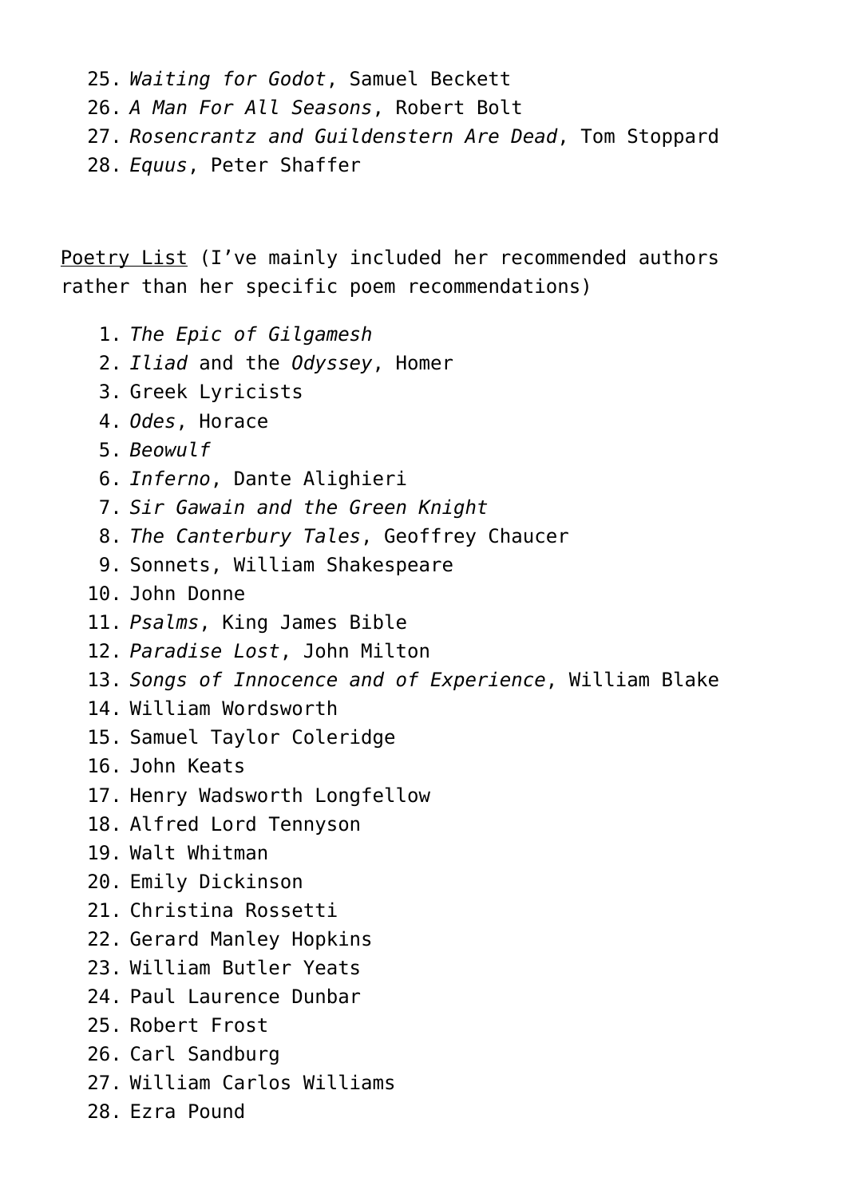25. *Waiting for Godot*, Samuel Beckett
26. *A Man For All Seasons*, Robert Bolt
27. *Rosencrantz and Guildenstern Are Dead*, Tom Stoppard
28. *Equus*, Peter Shaffer

<u>Poetry List</u> (I've mainly included her recommended authors rather than her specific poem recommendations)

1. *The Epic of Gilgamesh*
2. *Iliad* and the *Odyssey*, Homer
3. Greek Lyricists
4. *Odes*, Horace
5. *Beowulf*
6. *Inferno*, Dante Alighieri
7. *Sir Gawain and the Green Knight*
8. *The Canterbury Tales*, Geoffrey Chaucer
9. Sonnets, William Shakespeare
10. John Donne
11. *Psalms*, King James Bible
12. *Paradise Lost*, John Milton
13. *Songs of Innocence and of Experience*, William Blake
14. William Wordsworth
15. Samuel Taylor Coleridge
16. John Keats
17. Henry Wadsworth Longfellow
18. Alfred Lord Tennyson
19. Walt Whitman
20. Emily Dickinson
21. Christina Rossetti
22. Gerard Manley Hopkins
23. William Butler Yeats
24. Paul Laurence Dunbar
25. Robert Frost
26. Carl Sandburg
27. William Carlos Williams
28. Ezra Pound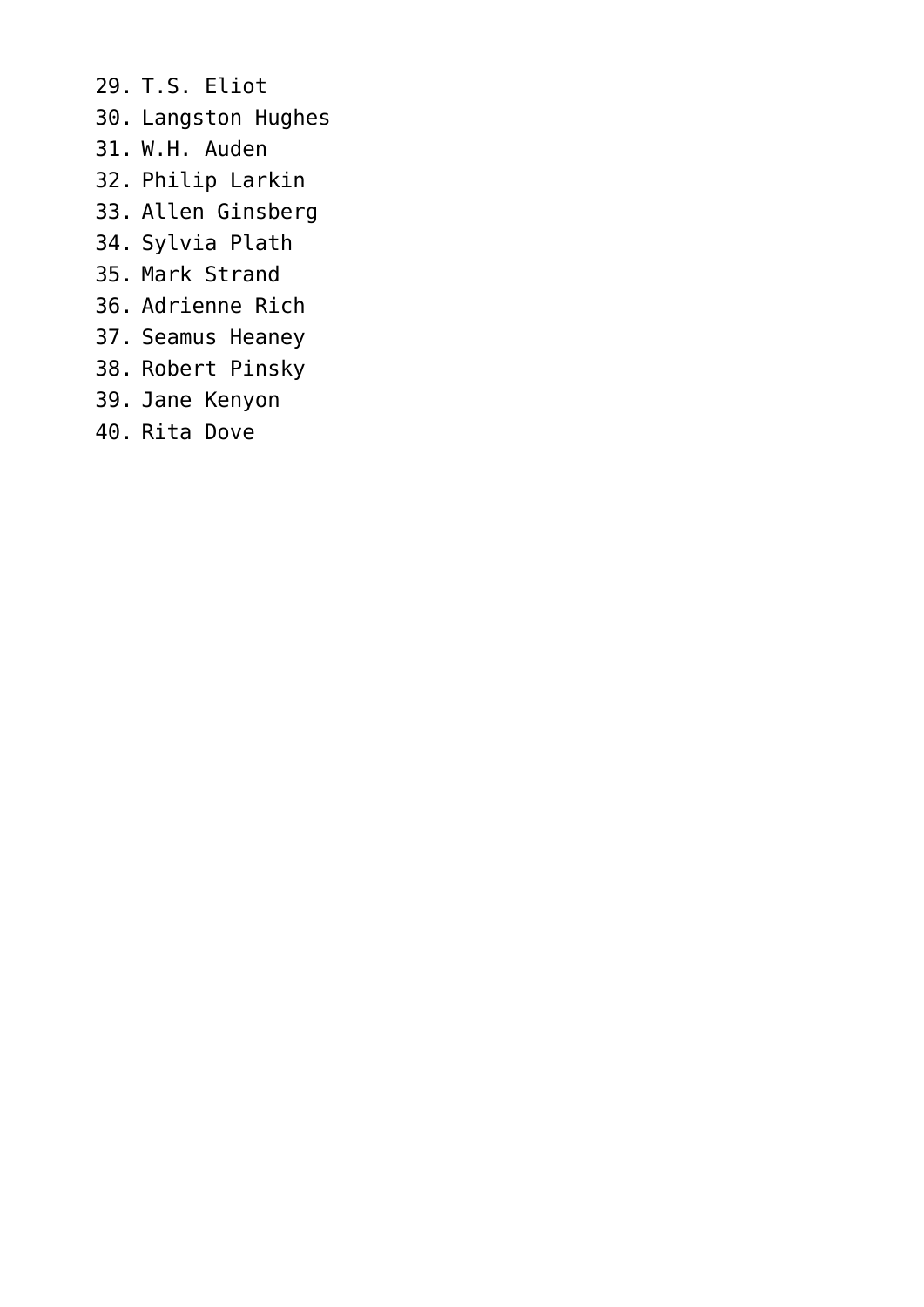29. T.S. Eliot
30. Langston Hughes
31. W.H. Auden
32. Philip Larkin
33. Allen Ginsberg
34. Sylvia Plath
35. Mark Strand
36. Adrienne Rich
37. Seamus Heaney
38. Robert Pinsky
39. Jane Kenyon
40. Rita Dove